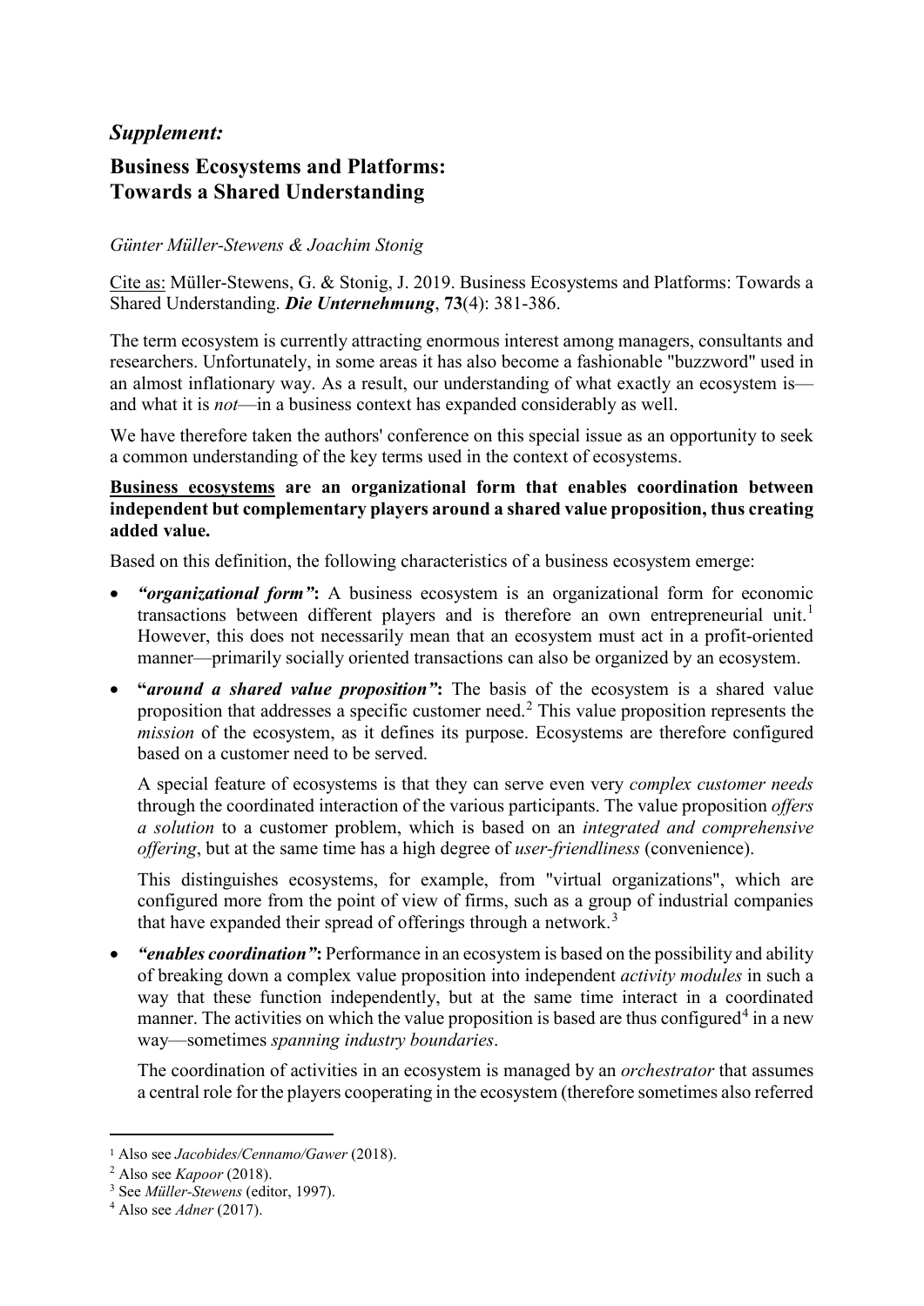# *Supplement:*

## Business Ecosystems and Platforms: Towards a Shared Understanding

*Günter Müller-Stewens & Joachim Stonig*

Cite as: Müller-Stewens, G. & Stonig, J. 2019. Business Ecosystems and Platforms: Towards a Shared Understanding. ***Die Unternehmung***, **73**(4): 381-386.

The term ecosystem is currently attracting enormous interest among managers, consultants and researchers. Unfortunately, in some areas it has also become a fashionable "buzzword" used in an almost inflationary way. As a result, our understanding of what exactly an ecosystem is—and what it is *not*—in a business context has expanded considerably as well.

We have therefore taken the authors' conference on this special issue as an opportunity to seek a common understanding of the key terms used in the context of ecosystems.

**Business ecosystems are an organizational form that enables coordination between independent but complementary players around a shared value proposition, thus creating added value.**

Based on this definition, the following characteristics of a business ecosystem emerge:

- ***"organizational form"*:** A business ecosystem is an organizational form for economic transactions between different players and is therefore an own entrepreneurial unit.[1] However, this does not necessarily mean that an ecosystem must act in a profit-oriented manner—primarily socially oriented transactions can also be organized by an ecosystem.
- **"*around a shared value proposition"*:** The basis of the ecosystem is a shared value proposition that addresses a specific customer need.[2] This value proposition represents the *mission* of the ecosystem, as it defines its purpose. Ecosystems are therefore configured based on a customer need to be served.

  A special feature of ecosystems is that they can serve even very *complex customer needs* through the coordinated interaction of the various participants. The value proposition *offers a solution* to a customer problem, which is based on an *integrated and comprehensive offering*, but at the same time has a high degree of *user-friendliness* (convenience).

  This distinguishes ecosystems, for example, from "virtual organizations", which are configured more from the point of view of firms, such as a group of industrial companies that have expanded their spread of offerings through a network.[3]
- ***"enables coordination"*:** Performance in an ecosystem is based on the possibility and ability of breaking down a complex value proposition into independent *activity modules* in such a way that these function independently, but at the same time interact in a coordinated manner. The activities on which the value proposition is based are thus configured[4] in a new way—sometimes *spanning industry boundaries*.

  The coordination of activities in an ecosystem is managed by an *orchestrator* that assumes a central role for the players cooperating in the ecosystem (therefore sometimes also referred

---

[1] Also see *Jacobides/Cennamo/Gawer* (2018).

[2] Also see *Kapoor* (2018).

[3] See *Müller-Stewens* (editor, 1997).

[4] Also see *Adner* (2017).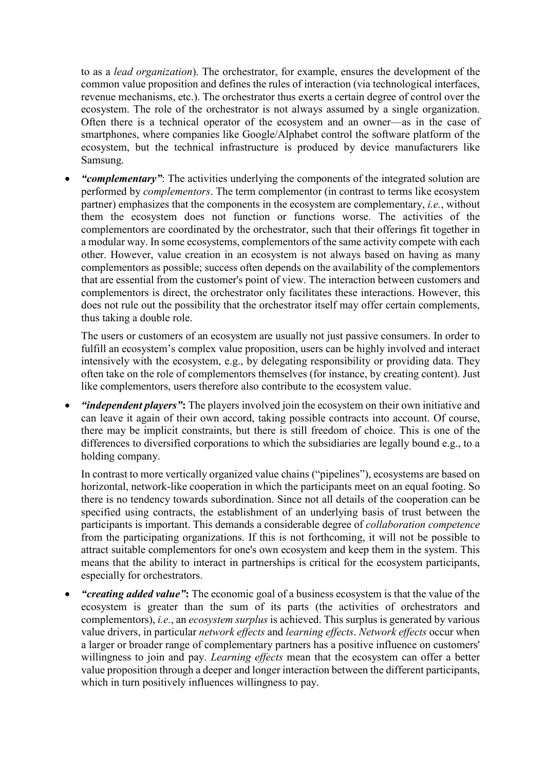to as a *lead organization*). The orchestrator, for example, ensures the development of the common value proposition and defines the rules of interaction (via technological interfaces, revenue mechanisms, etc.). The orchestrator thus exerts a certain degree of control over the ecosystem. The role of the orchestrator is not always assumed by a single organization. Often there is a technical operator of the ecosystem and an owner—as in the case of smartphones, where companies like Google/Alphabet control the software platform of the ecosystem, but the technical infrastructure is produced by device manufacturers like Samsung.

- ***"complementary"***: The activities underlying the components of the integrated solution are performed by *complementors*. The term complementor (in contrast to terms like ecosystem partner) emphasizes that the components in the ecosystem are complementary, *i.e.*, without them the ecosystem does not function or functions worse. The activities of the complementors are coordinated by the orchestrator, such that their offerings fit together in a modular way. In some ecosystems, complementors of the same activity compete with each other. However, value creation in an ecosystem is not always based on having as many complementors as possible; success often depends on the availability of the complementors that are essential from the customer's point of view. The interaction between customers and complementors is direct, the orchestrator only facilitates these interactions. However, this does not rule out the possibility that the orchestrator itself may offer certain complements, thus taking a double role.

  The users or customers of an ecosystem are usually not just passive consumers. In order to fulfill an ecosystem's complex value proposition, users can be highly involved and interact intensively with the ecosystem, e.g., by delegating responsibility or providing data. They often take on the role of complementors themselves (for instance, by creating content). Just like complementors, users therefore also contribute to the ecosystem value.

- ***"independent players"*:** The players involved join the ecosystem on their own initiative and can leave it again of their own accord, taking possible contracts into account. Of course, there may be implicit constraints, but there is still freedom of choice. This is one of the differences to diversified corporations to which the subsidiaries are legally bound e.g., to a holding company.

  In contrast to more vertically organized value chains ("pipelines"), ecosystems are based on horizontal, network-like cooperation in which the participants meet on an equal footing. So there is no tendency towards subordination. Since not all details of the cooperation can be specified using contracts, the establishment of an underlying basis of trust between the participants is important. This demands a considerable degree of *collaboration competence* from the participating organizations. If this is not forthcoming, it will not be possible to attract suitable complementors for one's own ecosystem and keep them in the system. This means that the ability to interact in partnerships is critical for the ecosystem participants, especially for orchestrators.

- ***"creating added value"*:** The economic goal of a business ecosystem is that the value of the ecosystem is greater than the sum of its parts (the activities of orchestrators and complementors), *i.e.*, an *ecosystem surplus* is achieved. This surplus is generated by various value drivers, in particular *network effects* and *learning effects*. *Network effects* occur when a larger or broader range of complementary partners has a positive influence on customers' willingness to join and pay. *Learning effects* mean that the ecosystem can offer a better value proposition through a deeper and longer interaction between the different participants, which in turn positively influences willingness to pay.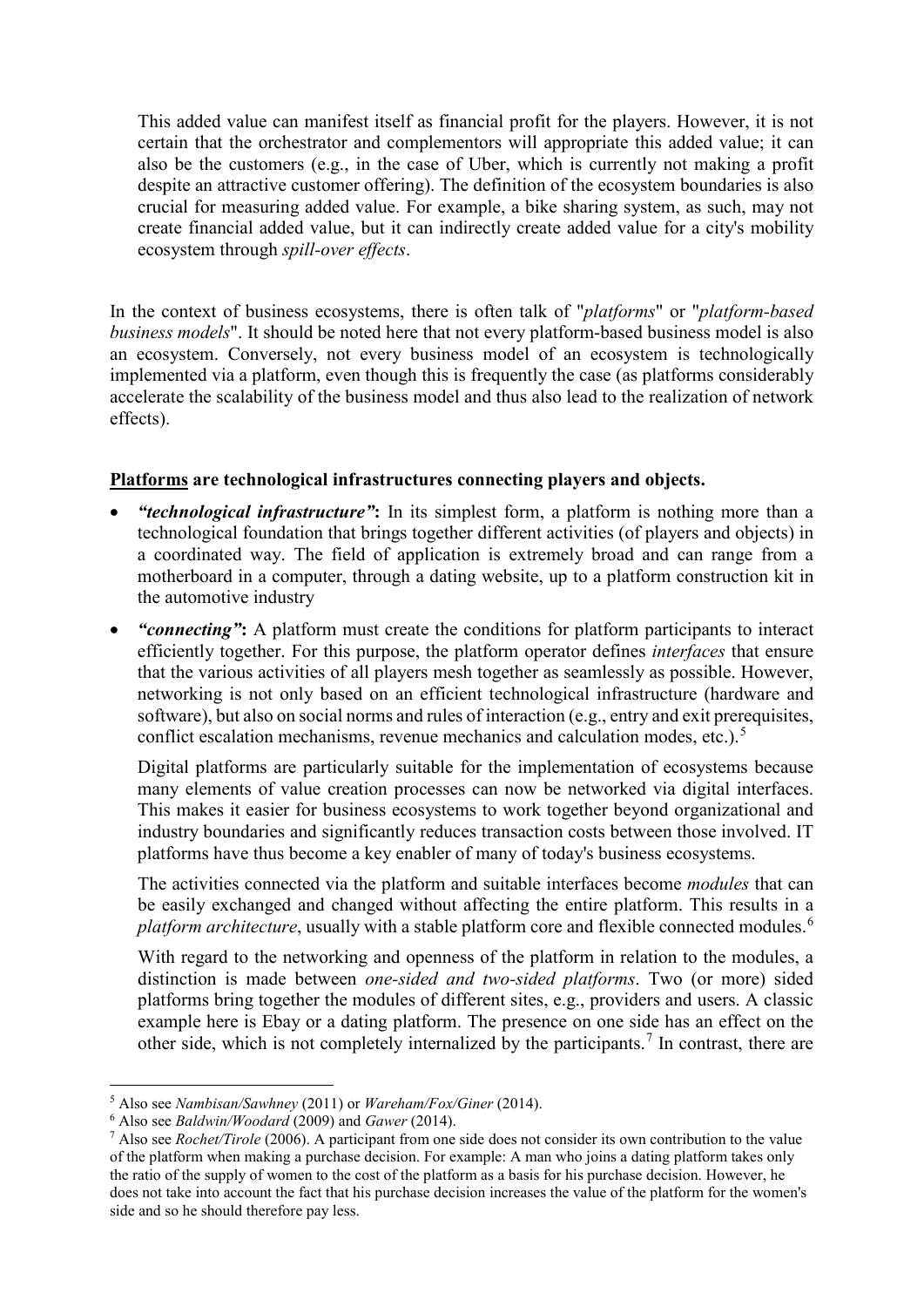This added value can manifest itself as financial profit for the players. However, it is not certain that the orchestrator and complementors will appropriate this added value; it can also be the customers (e.g., in the case of Uber, which is currently not making a profit despite an attractive customer offering). The definition of the ecosystem boundaries is also crucial for measuring added value. For example, a bike sharing system, as such, may not create financial added value, but it can indirectly create added value for a city's mobility ecosystem through *spill-over effects*.

In the context of business ecosystems, there is often talk of "*platforms*" or "*platform-based business models*". It should be noted here that not every platform-based business model is also an ecosystem. Conversely, not every business model of an ecosystem is technologically implemented via a platform, even though this is frequently the case (as platforms considerably accelerate the scalability of the business model and thus also lead to the realization of network effects).

**Platforms are technological infrastructures connecting players and objects.**

- ***"technological infrastructure"*:** In its simplest form, a platform is nothing more than a technological foundation that brings together different activities (of players and objects) in a coordinated way. The field of application is extremely broad and can range from a motherboard in a computer, through a dating website, up to a platform construction kit in the automotive industry
- ***"connecting"*:** A platform must create the conditions for platform participants to interact efficiently together. For this purpose, the platform operator defines *interfaces* that ensure that the various activities of all players mesh together as seamlessly as possible. However, networking is not only based on an efficient technological infrastructure (hardware and software), but also on social norms and rules of interaction (e.g., entry and exit prerequisites, conflict escalation mechanisms, revenue mechanics and calculation modes, etc.).[5]

  Digital platforms are particularly suitable for the implementation of ecosystems because many elements of value creation processes can now be networked via digital interfaces. This makes it easier for business ecosystems to work together beyond organizational and industry boundaries and significantly reduces transaction costs between those involved. IT platforms have thus become a key enabler of many of today's business ecosystems.

  The activities connected via the platform and suitable interfaces become *modules* that can be easily exchanged and changed without affecting the entire platform. This results in a *platform architecture*, usually with a stable platform core and flexible connected modules.[6]

  With regard to the networking and openness of the platform in relation to the modules, a distinction is made between *one-sided and two-sided platforms*. Two (or more) sided platforms bring together the modules of different sites, e.g., providers and users. A classic example here is Ebay or a dating platform. The presence on one side has an effect on the other side, which is not completely internalized by the participants.[7] In contrast, there are

---

[5] Also see *Nambisan/Sawhney* (2011) or *Wareham/Fox/Giner* (2014).

[6] Also see *Baldwin/Woodard* (2009) and *Gawer* (2014).

[7] Also see *Rochet/Tirole* (2006). A participant from one side does not consider its own contribution to the value of the platform when making a purchase decision. For example: A man who joins a dating platform takes only the ratio of the supply of women to the cost of the platform as a basis for his purchase decision. However, he does not take into account the fact that his purchase decision increases the value of the platform for the women's side and so he should therefore pay less.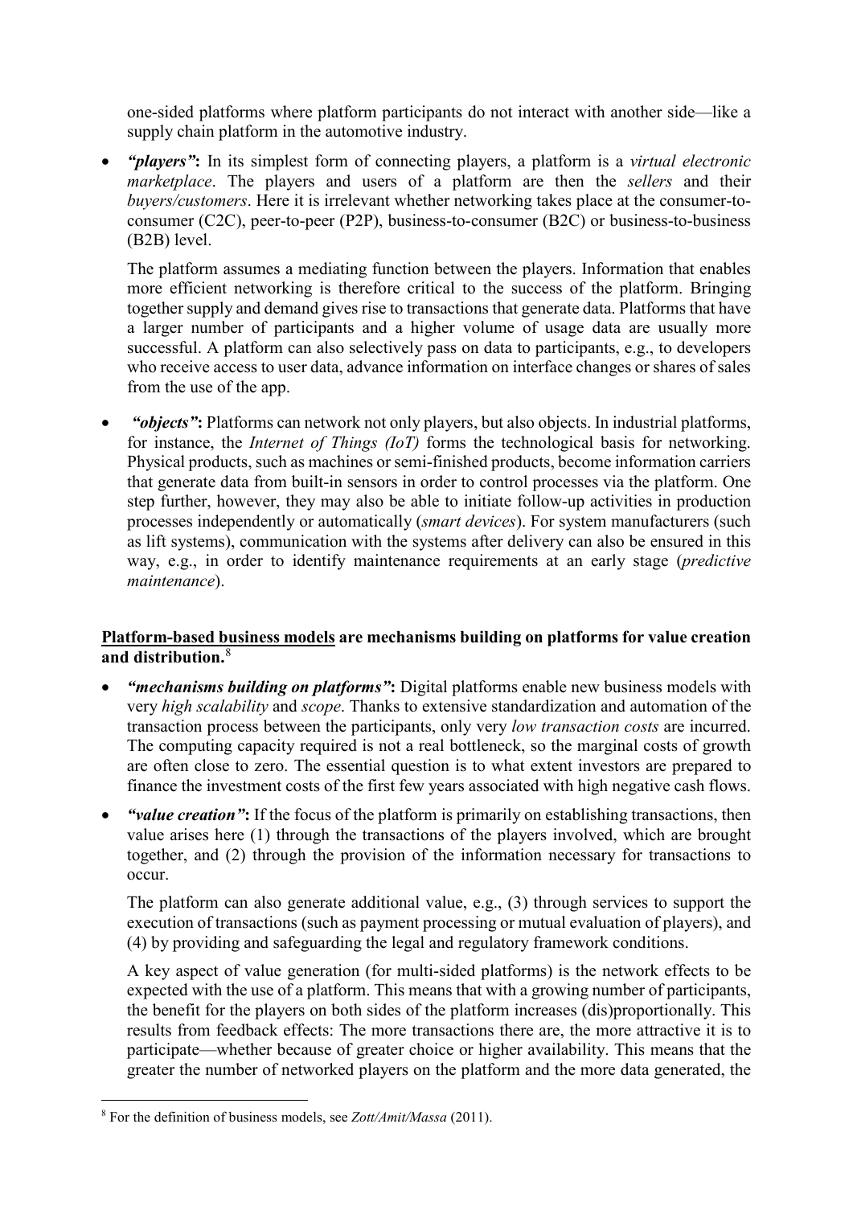one-sided platforms where platform participants do not interact with another side—like a supply chain platform in the automotive industry.

- ***"players"*****:** In its simplest form of connecting players, a platform is a *virtual electronic marketplace*. The players and users of a platform are then the *sellers* and their *buyers/customers*. Here it is irrelevant whether networking takes place at the consumer-to-consumer (C2C), peer-to-peer (P2P), business-to-consumer (B2C) or business-to-business (B2B) level.

  The platform assumes a mediating function between the players. Information that enables more efficient networking is therefore critical to the success of the platform. Bringing together supply and demand gives rise to transactions that generate data. Platforms that have a larger number of participants and a higher volume of usage data are usually more successful. A platform can also selectively pass on data to participants, e.g., to developers who receive access to user data, advance information on interface changes or shares of sales from the use of the app.

- ***"objects"*****:** Platforms can network not only players, but also objects. In industrial platforms, for instance, the *Internet of Things (IoT)* forms the technological basis for networking. Physical products, such as machines or semi-finished products, become information carriers that generate data from built-in sensors in order to control processes via the platform. One step further, however, they may also be able to initiate follow-up activities in production processes independently or automatically (*smart devices*). For system manufacturers (such as lift systems), communication with the systems after delivery can also be ensured in this way, e.g., in order to identify maintenance requirements at an early stage (*predictive maintenance*).

**<u>Platform-based business models</u> are mechanisms building on platforms for value creation and distribution.**[8]

- ***"mechanisms building on platforms"*****:** Digital platforms enable new business models with very *high scalability* and *scope*. Thanks to extensive standardization and automation of the transaction process between the participants, only very *low transaction costs* are incurred. The computing capacity required is not a real bottleneck, so the marginal costs of growth are often close to zero. The essential question is to what extent investors are prepared to finance the investment costs of the first few years associated with high negative cash flows.

- ***"value creation"*****:** If the focus of the platform is primarily on establishing transactions, then value arises here (1) through the transactions of the players involved, which are brought together, and (2) through the provision of the information necessary for transactions to occur.

  The platform can also generate additional value, e.g., (3) through services to support the execution of transactions (such as payment processing or mutual evaluation of players), and (4) by providing and safeguarding the legal and regulatory framework conditions.

  A key aspect of value generation (for multi-sided platforms) is the network effects to be expected with the use of a platform. This means that with a growing number of participants, the benefit for the players on both sides of the platform increases (dis)proportionally. This results from feedback effects: The more transactions there are, the more attractive it is to participate—whether because of greater choice or higher availability. This means that the greater the number of networked players on the platform and the more data generated, the

---

[8] For the definition of business models, see *Zott/Amit/Massa* (2011).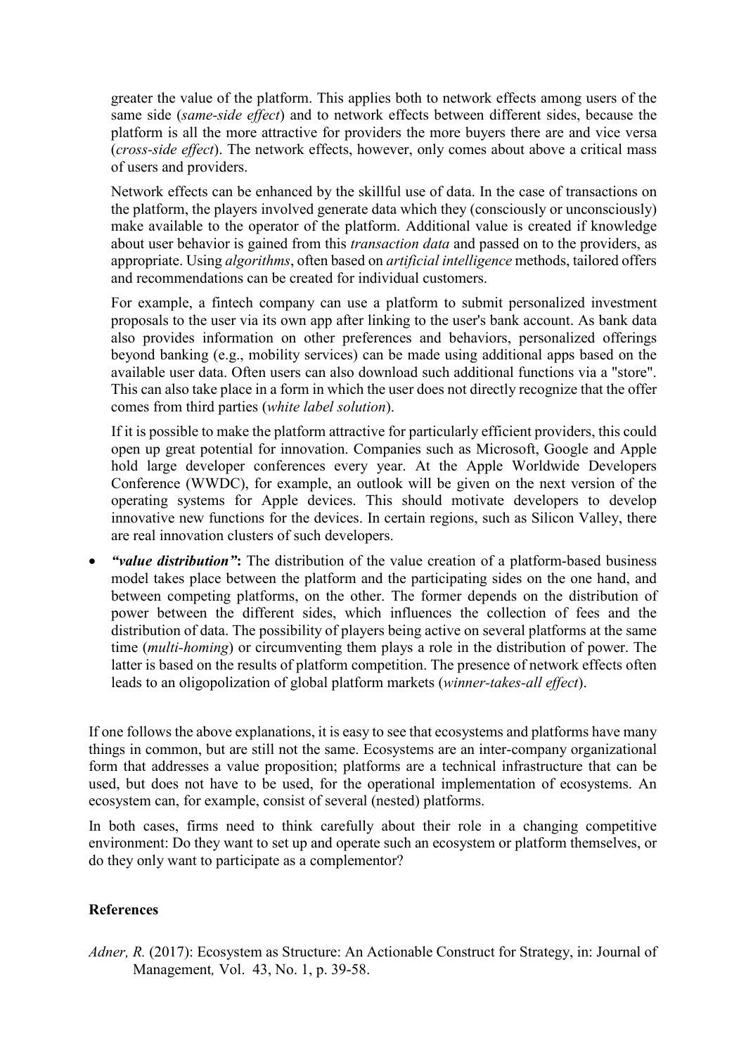greater the value of the platform. This applies both to network effects among users of the same side (*same-side effect*) and to network effects between different sides, because the platform is all the more attractive for providers the more buyers there are and vice versa (*cross-side effect*). The network effects, however, only comes about above a critical mass of users and providers.

Network effects can be enhanced by the skillful use of data. In the case of transactions on the platform, the players involved generate data which they (consciously or unconsciously) make available to the operator of the platform. Additional value is created if knowledge about user behavior is gained from this *transaction data* and passed on to the providers, as appropriate. Using *algorithms*, often based on *artificial intelligence* methods, tailored offers and recommendations can be created for individual customers.

For example, a fintech company can use a platform to submit personalized investment proposals to the user via its own app after linking to the user's bank account. As bank data also provides information on other preferences and behaviors, personalized offerings beyond banking (e.g., mobility services) can be made using additional apps based on the available user data. Often users can also download such additional functions via a "store". This can also take place in a form in which the user does not directly recognize that the offer comes from third parties (*white label solution*).

If it is possible to make the platform attractive for particularly efficient providers, this could open up great potential for innovation. Companies such as Microsoft, Google and Apple hold large developer conferences every year. At the Apple Worldwide Developers Conference (WWDC), for example, an outlook will be given on the next version of the operating systems for Apple devices. This should motivate developers to develop innovative new functions for the devices. In certain regions, such as Silicon Valley, there are real innovation clusters of such developers.

- ***"value distribution"*:** The distribution of the value creation of a platform-based business model takes place between the platform and the participating sides on the one hand, and between competing platforms, on the other. The former depends on the distribution of power between the different sides, which influences the collection of fees and the distribution of data. The possibility of players being active on several platforms at the same time (*multi-homing*) or circumventing them plays a role in the distribution of power. The latter is based on the results of platform competition. The presence of network effects often leads to an oligopolization of global platform markets (*winner-takes-all effect*).

If one follows the above explanations, it is easy to see that ecosystems and platforms have many things in common, but are still not the same. Ecosystems are an inter-company organizational form that addresses a value proposition; platforms are a technical infrastructure that can be used, but does not have to be used, for the operational implementation of ecosystems. An ecosystem can, for example, consist of several (nested) platforms.

In both cases, firms need to think carefully about their role in a changing competitive environment: Do they want to set up and operate such an ecosystem or platform themselves, or do they only want to participate as a complementor?

## References

*Adner, R.* (2017): Ecosystem as Structure: An Actionable Construct for Strategy, in: Journal of Management*,* Vol. 43, No. 1, p. 39-58.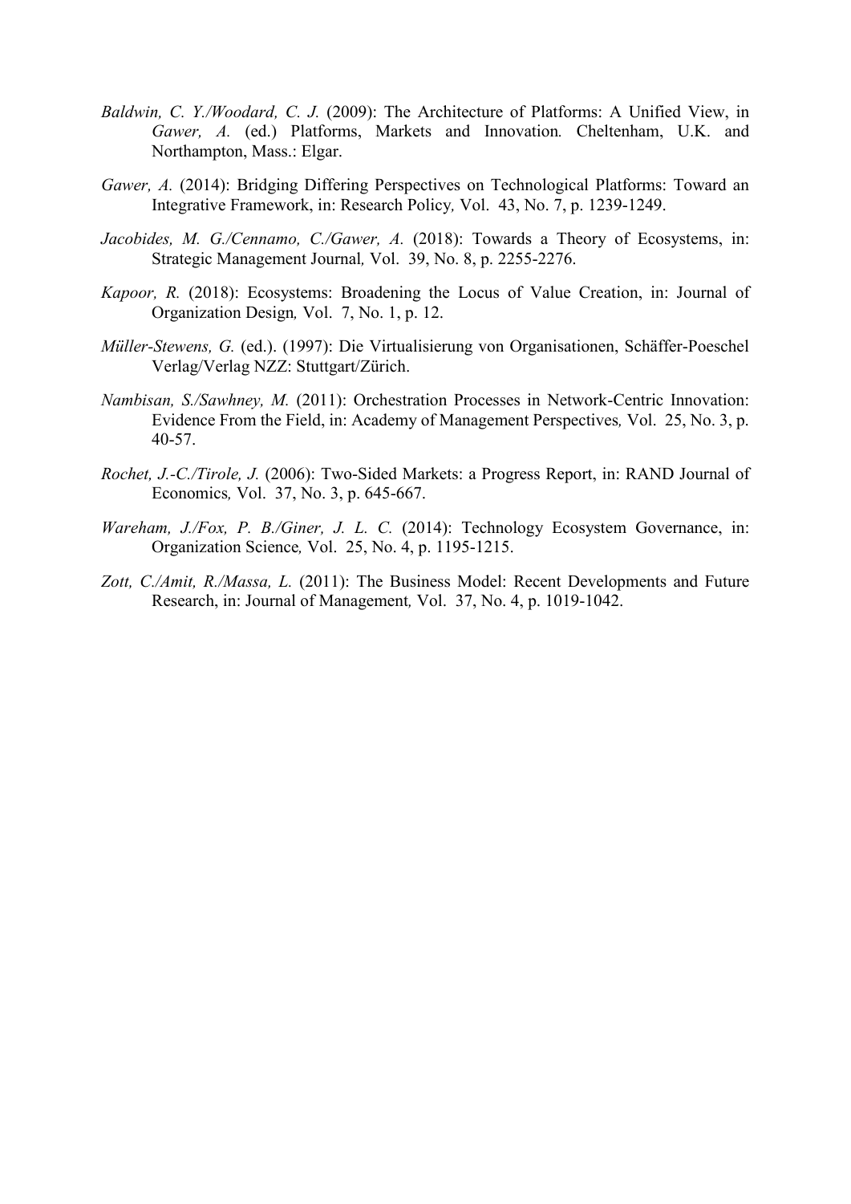*Baldwin, C. Y./Woodard, C. J.* (2009): The Architecture of Platforms: A Unified View, in *Gawer, A.* (ed.) Platforms, Markets and Innovation*.* Cheltenham, U.K. and Northampton, Mass.: Elgar.

*Gawer, A.* (2014): Bridging Differing Perspectives on Technological Platforms: Toward an Integrative Framework, in: Research Policy*,* Vol. 43, No. 7, p. 1239-1249.

*Jacobides, M. G./Cennamo, C./Gawer, A.* (2018): Towards a Theory of Ecosystems, in: Strategic Management Journal*,* Vol. 39, No. 8, p. 2255-2276.

*Kapoor, R.* (2018): Ecosystems: Broadening the Locus of Value Creation, in: Journal of Organization Design*,* Vol. 7, No. 1, p. 12.

*Müller-Stewens, G.* (ed.). (1997): Die Virtualisierung von Organisationen, Schäffer-Poeschel Verlag/Verlag NZZ: Stuttgart/Zürich.

*Nambisan, S./Sawhney, M.* (2011): Orchestration Processes in Network-Centric Innovation: Evidence From the Field, in: Academy of Management Perspectives*,* Vol. 25, No. 3, p. 40-57.

*Rochet, J.-C./Tirole, J.* (2006): Two-Sided Markets: a Progress Report, in: RAND Journal of Economics*,* Vol. 37, No. 3, p. 645-667.

*Wareham, J./Fox, P. B./Giner, J. L. C.* (2014): Technology Ecosystem Governance, in: Organization Science*,* Vol. 25, No. 4, p. 1195-1215.

*Zott, C./Amit, R./Massa, L.* (2011): The Business Model: Recent Developments and Future Research, in: Journal of Management*,* Vol. 37, No. 4, p. 1019-1042.